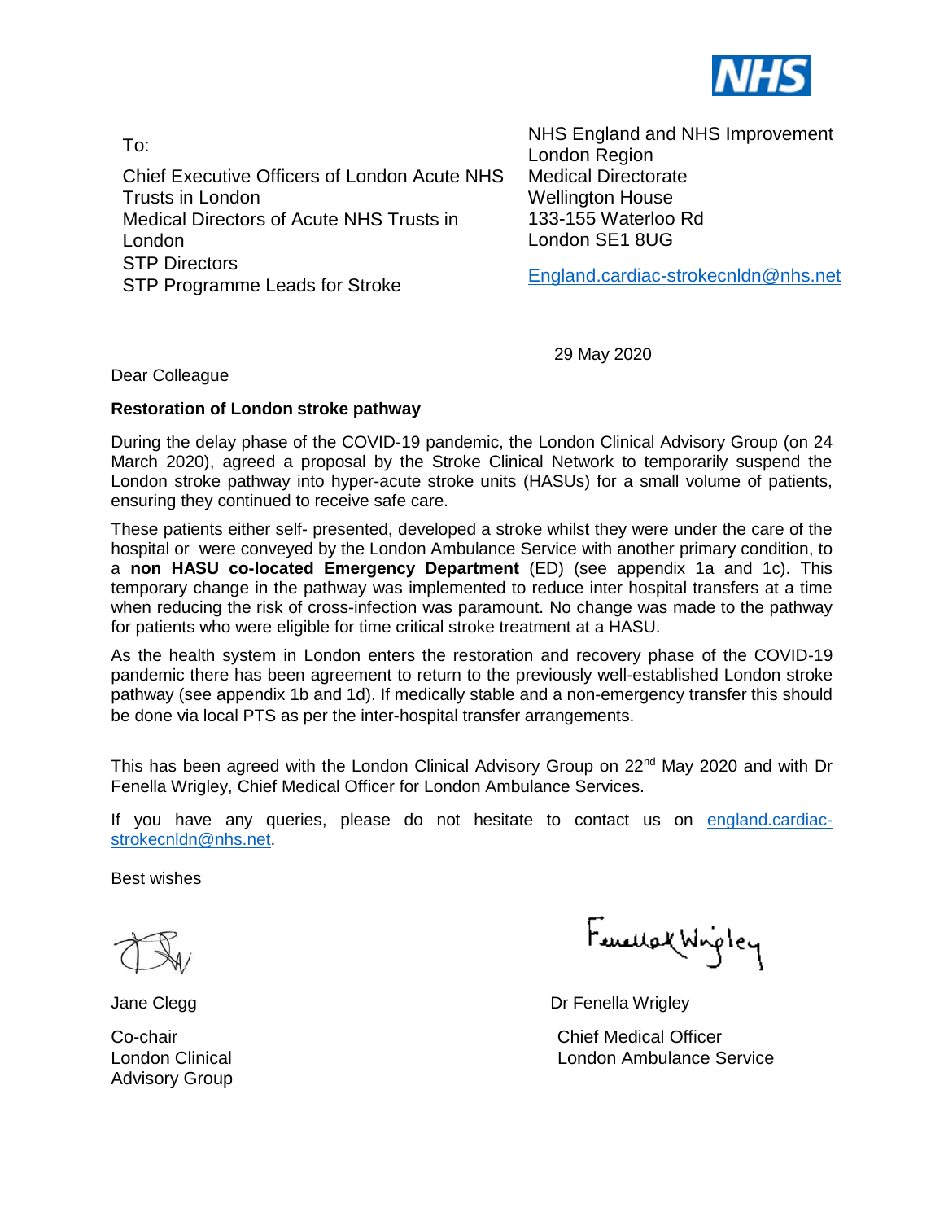NHS

To:

Chief Executive Officers of London Acute NHS Trusts in London
Medical Directors of Acute NHS Trusts in London
STP Directors
STP Programme Leads for Stroke

NHS England and NHS Improvement
London Region
Medical Directorate
Wellington House
133-155 Waterloo Rd
London SE1 8UG

England.cardiac-strokecnldn@nhs.net

29 May 2020

Dear Colleague

**Restoration of London stroke pathway**

During the delay phase of the COVID-19 pandemic, the London Clinical Advisory Group (on 24 March 2020), agreed a proposal by the Stroke Clinical Network to temporarily suspend the London stroke pathway into hyper-acute stroke units (HASUs) for a small volume of patients, ensuring they continued to receive safe care.

These patients either self- presented, developed a stroke whilst they were under the care of the hospital or were conveyed by the London Ambulance Service with another primary condition, to a **non HASU co-located Emergency Department** (ED) (see appendix 1a and 1c). This temporary change in the pathway was implemented to reduce inter hospital transfers at a time when reducing the risk of cross-infection was paramount. No change was made to the pathway for patients who were eligible for time critical stroke treatment at a HASU.

As the health system in London enters the restoration and recovery phase of the COVID-19 pandemic there has been agreement to return to the previously well-established London stroke pathway (see appendix 1b and 1d). If medically stable and a non-emergency transfer this should be done via local PTS as per the inter-hospital transfer arrangements.

This has been agreed with the London Clinical Advisory Group on 22nd May 2020 and with Dr Fenella Wrigley, Chief Medical Officer for London Ambulance Services.

If you have any queries, please do not hesitate to contact us on england.cardiac-strokecnldn@nhs.net.

Best wishes

Jane Clegg

Co-chair
London Clinical Advisory Group

Dr Fenella Wrigley

Chief Medical Officer
London Ambulance Service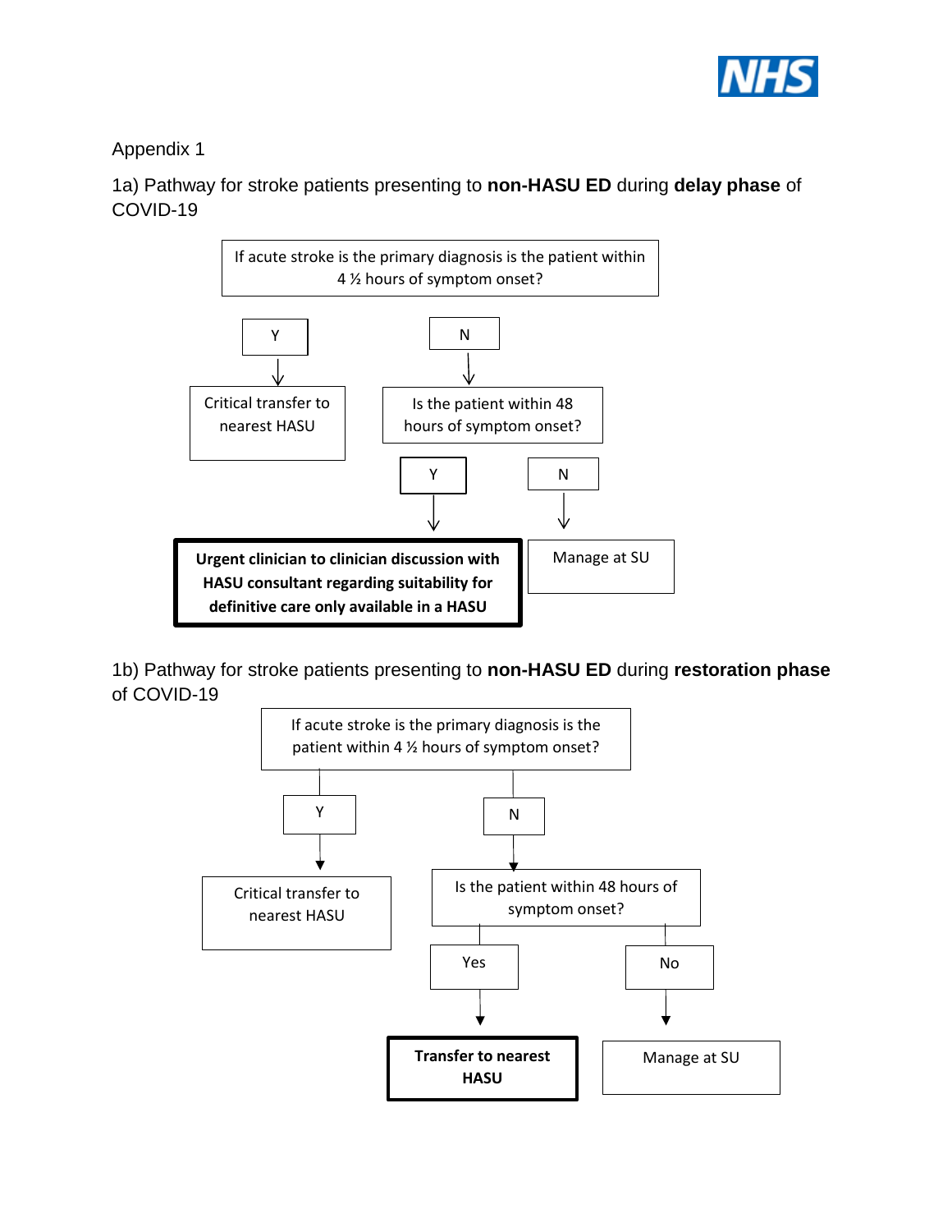Appendix 1

1a) Pathway for stroke patients presenting to **non-HASU ED** during **delay phase** of COVID-19

If acute stroke is the primary diagnosis is the patient within 4 ½ hours of symptom onset?

- **Y** → Critical transfer to nearest HASU
- **N** → Is the patient within 48 hours of symptom onset?
  - **Y** → **Urgent clinician to clinician discussion with HASU consultant regarding suitability for definitive care only available in a HASU**
  - **N** → Manage at SU

1b) Pathway for stroke patients presenting to **non-HASU ED** during **restoration phase** of COVID-19

If acute stroke is the primary diagnosis is the patient within 4 ½ hours of symptom onset?

- **Y** → Critical transfer to nearest HASU
- **N** → Is the patient within 48 hours of symptom onset?
  - **Yes** → **Transfer to nearest HASU**
  - **No** → Manage at SU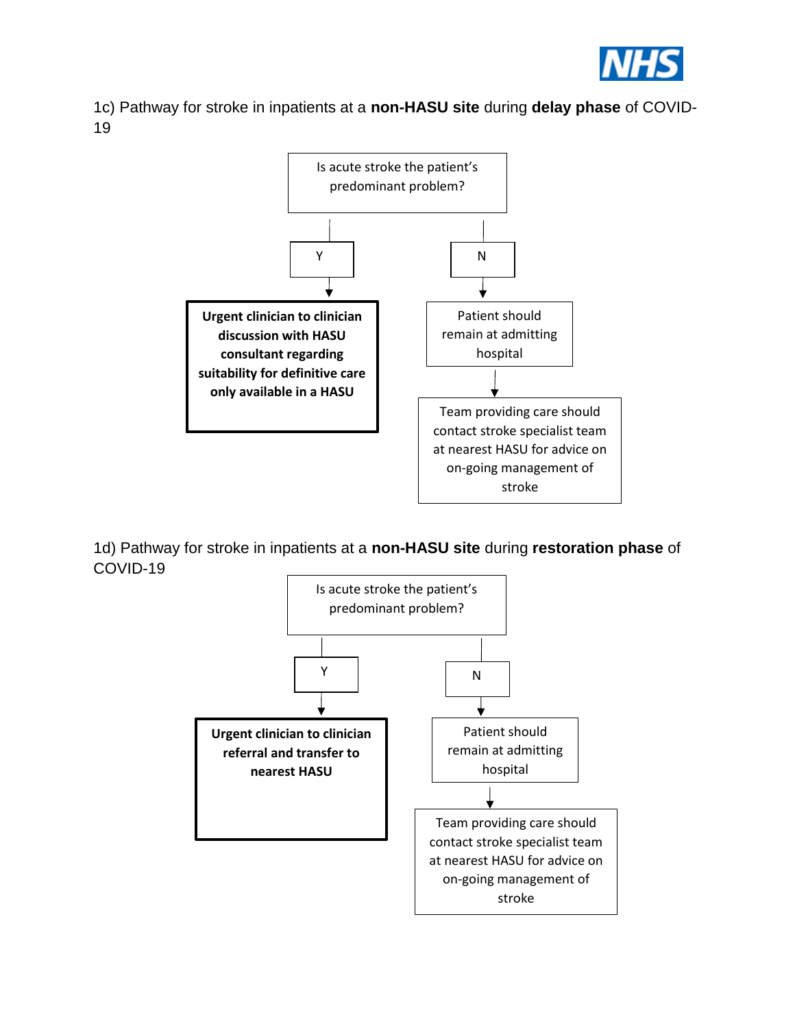1c) Pathway for stroke in inpatients at a **non-HASU site** during **delay phase** of COVID-19

Is acute stroke the patient's predominant problem?

Y

**Urgent clinician to clinician discussion with HASU consultant regarding suitability for definitive care only available in a HASU**

N

Patient should remain at admitting hospital

Team providing care should contact stroke specialist team at nearest HASU for advice on on-going management of stroke

1d) Pathway for stroke in inpatients at a **non-HASU site** during **restoration phase** of COVID-19

Is acute stroke the patient's predominant problem?

Y

**Urgent clinician to clinician referral and transfer to nearest HASU**

N

Patient should remain at admitting hospital

Team providing care should contact stroke specialist team at nearest HASU for advice on on-going management of stroke